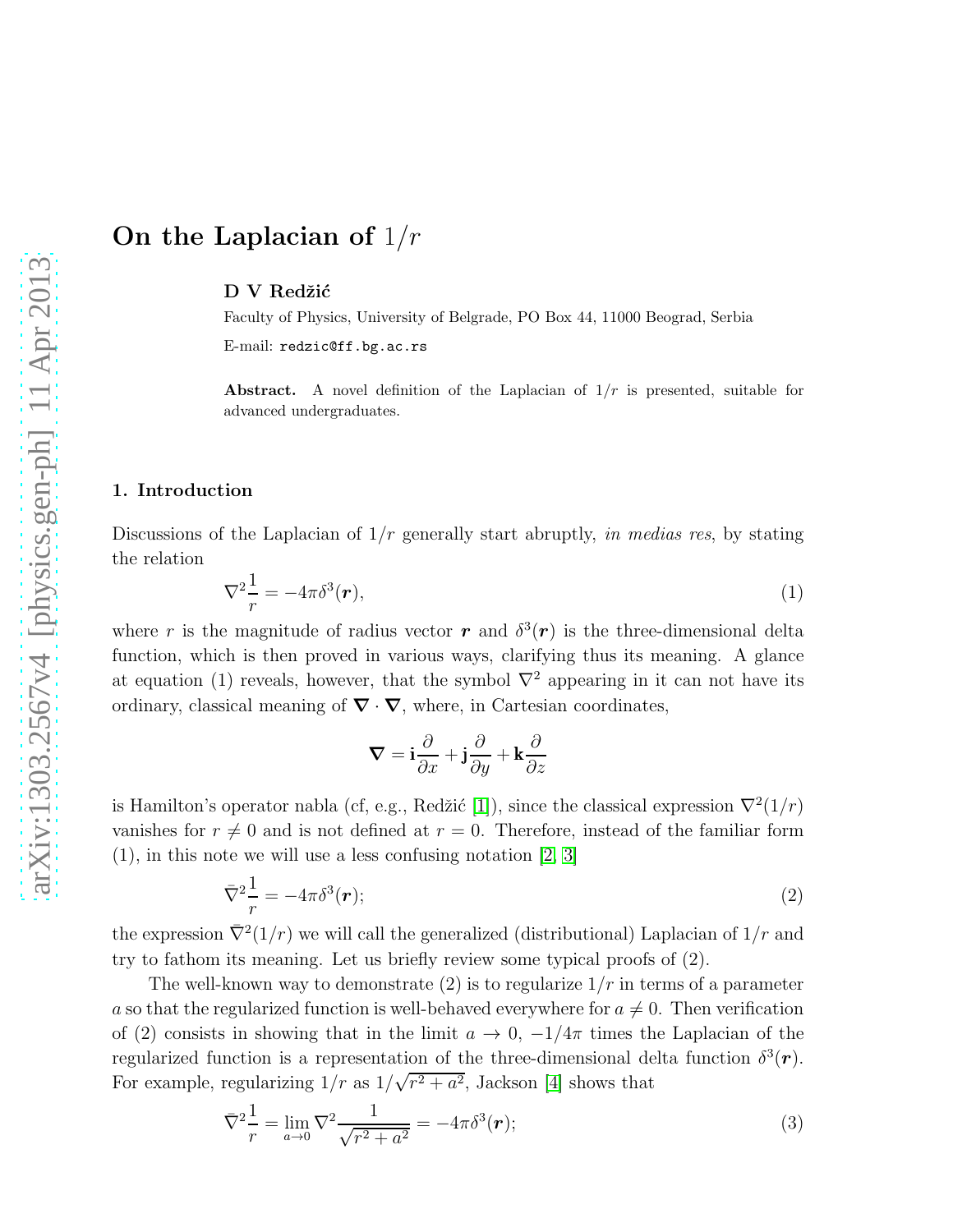# On the Laplacian of $1/r$

**D V Redžić**

Faculty of Physics, University of Belgrade, PO Box 44, 11000 Beograd, Serbia

E-mail: redzic@ff.bg.ac.rs

**Abstract.** A novel definition of the Laplacian of $1/r$ is presented, suitable for advanced undergraduates.

## 1. Introduction

Discussions of the Laplacian of $1/r$ generally start abruptly, *in medias res*, by stating the relation

$$\nabla^2 \frac{1}{r} = -4\pi\delta^3(\boldsymbol{r}), \tag{1}$$

where $r$ is the magnitude of radius vector $\boldsymbol{r}$ and $\delta^3(\boldsymbol{r})$ is the three-dimensional delta function, which is then proved in various ways, clarifying thus its meaning. A glance at equation (1) reveals, however, that the symbol $\nabla^2$ appearing in it can not have its ordinary, classical meaning of $\boldsymbol{\nabla} \cdot \boldsymbol{\nabla}$, where, in Cartesian coordinates,

$$\boldsymbol{\nabla} = \mathbf{i}\frac{\partial}{\partial x} + \mathbf{j}\frac{\partial}{\partial y} + \mathbf{k}\frac{\partial}{\partial z}$$

is Hamilton's operator nabla (cf, e.g., Redžić [1]), since the classical expression $\nabla^2(1/r)$ vanishes for $r \neq 0$ and is not defined at $r = 0$. Therefore, instead of the familiar form (1), in this note we will use a less confusing notation [2, 3]

$$\bar{\nabla}^2 \frac{1}{r} = -4\pi\delta^3(\boldsymbol{r}); \tag{2}$$

the expression $\bar{\nabla}^2(1/r)$ we will call the generalized (distributional) Laplacian of $1/r$ and try to fathom its meaning. Let us briefly review some typical proofs of (2).

The well-known way to demonstrate (2) is to regularize $1/r$ in terms of a parameter $a$ so that the regularized function is well-behaved everywhere for $a \neq 0$. Then verification of (2) consists in showing that in the limit $a \to 0$, $-1/4\pi$ times the Laplacian of the regularized function is a representation of the three-dimensional delta function $\delta^3(\boldsymbol{r})$. For example, regularizing $1/r$ as $1/\sqrt{r^2 + a^2}$, Jackson [4] shows that

$$\bar{\nabla}^2 \frac{1}{r} = \lim_{a \to 0} \nabla^2 \frac{1}{\sqrt{r^2 + a^2}} = -4\pi\delta^3(\boldsymbol{r}); \tag{3}$$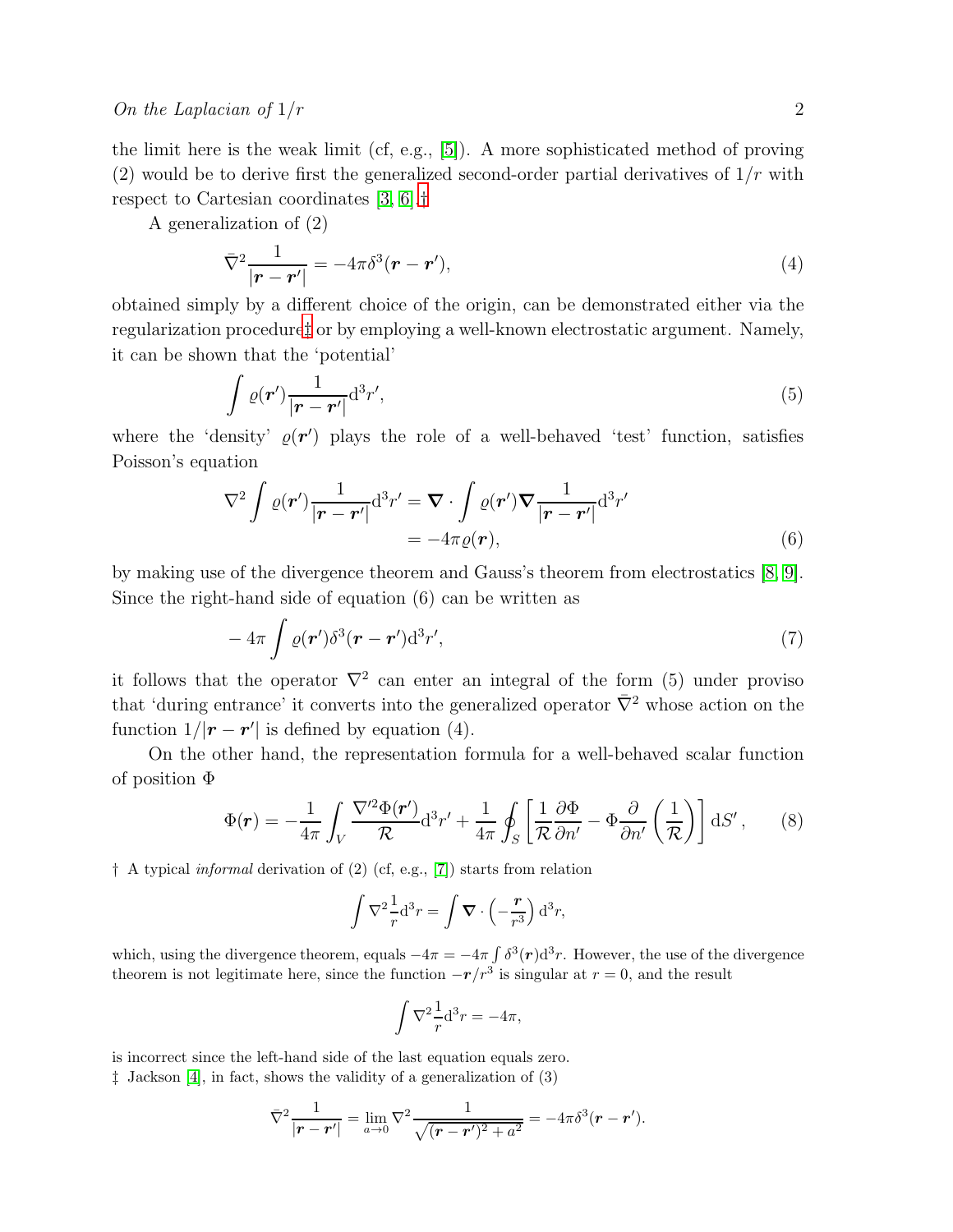the limit here is the weak limit (cf, e.g., [5]). A more sophisticated method of proving (2) would be to derive first the generalized second-order partial derivatives of $1/r$ with respect to Cartesian coordinates [3, 6].†

A generalization of (2)

$$\bar{\nabla}^2 \frac{1}{|\boldsymbol{r}-\boldsymbol{r}'|} = -4\pi\delta^3(\boldsymbol{r}-\boldsymbol{r}'), \tag{4}$$

obtained simply by a different choice of the origin, can be demonstrated either via the regularization procedure‡ or by employing a well-known electrostatic argument. Namely, it can be shown that the 'potential'

$$\int \varrho(\boldsymbol{r}') \frac{1}{|\boldsymbol{r}-\boldsymbol{r}'|} \mathrm{d}^3 r', \tag{5}$$

where the 'density' $\varrho(\boldsymbol{r}')$ plays the role of a well-behaved 'test' function, satisfies Poisson's equation

$$\begin{aligned}\nabla^2 \int \varrho(\boldsymbol{r}') \frac{1}{|\boldsymbol{r}-\boldsymbol{r}'|} \mathrm{d}^3 r' &= \boldsymbol{\nabla} \cdot \int \varrho(\boldsymbol{r}') \boldsymbol{\nabla} \frac{1}{|\boldsymbol{r}-\boldsymbol{r}'|} \mathrm{d}^3 r' \\ &= -4\pi\varrho(\boldsymbol{r}),\end{aligned} \tag{6}$$

by making use of the divergence theorem and Gauss's theorem from electrostatics [8, 9]. Since the right-hand side of equation (6) can be written as

$$-4\pi \int \varrho(\boldsymbol{r}') \delta^3(\boldsymbol{r}-\boldsymbol{r}') \mathrm{d}^3 r', \tag{7}$$

it follows that the operator $\nabla^2$ can enter an integral of the form (5) under proviso that 'during entrance' it converts into the generalized operator $\bar{\nabla}^2$ whose action on the function $1/|\boldsymbol{r}-\boldsymbol{r}'|$ is defined by equation (4).

On the other hand, the representation formula for a well-behaved scalar function of position $\Phi$

$$\Phi(\boldsymbol{r}) = -\frac{1}{4\pi} \int_V \frac{\nabla'^2 \Phi(\boldsymbol{r}')}{\mathcal{R}} \mathrm{d}^3 r' + \frac{1}{4\pi} \oint_S \left[ \frac{1}{\mathcal{R}} \frac{\partial \Phi}{\partial n'} - \Phi \frac{\partial}{\partial n'} \left( \frac{1}{\mathcal{R}} \right) \right] \mathrm{d}S', \tag{8}$$

† A typical *informal* derivation of (2) (cf, e.g., [7]) starts from relation

$$\int \nabla^2 \frac{1}{r} \mathrm{d}^3 r = \int \boldsymbol{\nabla} \cdot \left( -\frac{\boldsymbol{r}}{r^3} \right) \mathrm{d}^3 r,$$

which, using the divergence theorem, equals $-4\pi = -4\pi \int \delta^3(\boldsymbol{r}) \mathrm{d}^3 r$. However, the use of the divergence theorem is not legitimate here, since the function $-\boldsymbol{r}/r^3$ is singular at $r = 0$, and the result

$$\int \nabla^2 \frac{1}{r} \mathrm{d}^3 r = -4\pi,$$

is incorrect since the left-hand side of the last equation equals zero.

‡ Jackson [4], in fact, shows the validity of a generalization of (3)

$$\bar{\nabla}^2 \frac{1}{|\boldsymbol{r}-\boldsymbol{r}'|} = \lim_{a\to 0} \nabla^2 \frac{1}{\sqrt{(\boldsymbol{r}-\boldsymbol{r}')^2 + a^2}} = -4\pi\delta^3(\boldsymbol{r}-\boldsymbol{r}').$$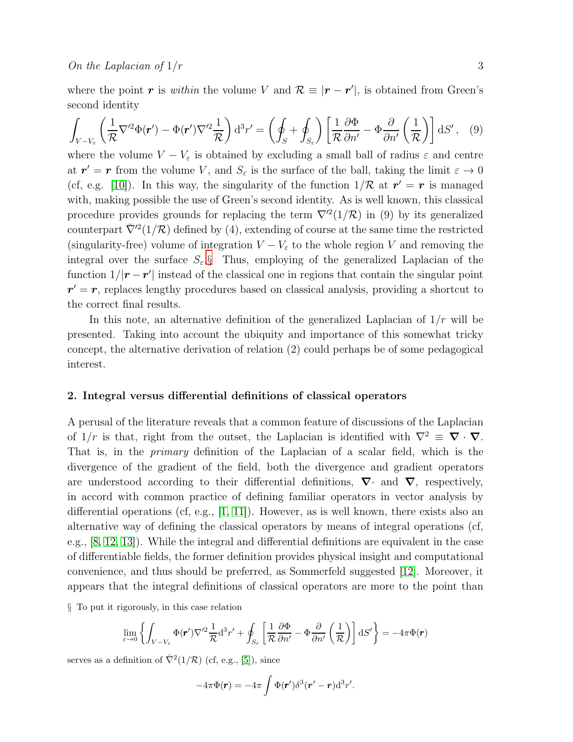where the point $\boldsymbol{r}$ is *within* the volume $V$ and $\mathcal{R} \equiv |\boldsymbol{r} - \boldsymbol{r}'|$, is obtained from Green's second identity

$$\int_{V-V_\varepsilon} \left( \frac{1}{\mathcal{R}} \nabla'^2 \Phi(\boldsymbol{r}') - \Phi(\boldsymbol{r}') \nabla'^2 \frac{1}{\mathcal{R}} \right) \mathrm{d}^3 r' = \left( \oint_S + \oint_{S_\varepsilon} \right) \left[ \frac{1}{\mathcal{R}} \frac{\partial \Phi}{\partial n'} - \Phi \frac{\partial}{\partial n'} \left( \frac{1}{\mathcal{R}} \right) \right] \mathrm{d}S' , \quad (9)$$

where the volume $V - V_\varepsilon$ is obtained by excluding a small ball of radius $\varepsilon$ and centre at $\boldsymbol{r}' = \boldsymbol{r}$ from the volume $V$, and $S_\varepsilon$ is the surface of the ball, taking the limit $\varepsilon \to 0$ (cf, e.g. [10]). In this way, the singularity of the function $1/\mathcal{R}$ at $\boldsymbol{r}' = \boldsymbol{r}$ is managed with, making possible the use of Green's second identity. As is well known, this classical procedure provides grounds for replacing the term $\nabla'^2(1/\mathcal{R})$ in (9) by its generalized counterpart $\bar{\nabla}'^2(1/\mathcal{R})$ defined by (4), extending of course at the same time the restricted (singularity-free) volume of integration $V - V_\varepsilon$ to the whole region $V$ and removing the integral over the surface $S_\varepsilon$.§ Thus, employing of the generalized Laplacian of the function $1/|\boldsymbol{r} - \boldsymbol{r}'|$ instead of the classical one in regions that contain the singular point $\boldsymbol{r}' = \boldsymbol{r}$, replaces lengthy procedures based on classical analysis, providing a shortcut to the correct final results.

In this note, an alternative definition of the generalized Laplacian of $1/r$ will be presented. Taking into account the ubiquity and importance of this somewhat tricky concept, the alternative derivation of relation (2) could perhaps be of some pedagogical interest.

## 2. Integral versus differential definitions of classical operators

A perusal of the literature reveals that a common feature of discussions of the Laplacian of $1/r$ is that, right from the outset, the Laplacian is identified with $\nabla^2 \equiv \boldsymbol{\nabla} \cdot \boldsymbol{\nabla}$. That is, in the *primary* definition of the Laplacian of a scalar field, which is the divergence of the gradient of the field, both the divergence and gradient operators are understood according to their differential definitions, $\boldsymbol{\nabla}\cdot$ and $\boldsymbol{\nabla}$, respectively, in accord with common practice of defining familiar operators in vector analysis by differential operations (cf, e.g., [1, 11]). However, as is well known, there exists also an alternative way of defining the classical operators by means of integral operations (cf, e.g., [8, 12, 13]). While the integral and differential definitions are equivalent in the case of differentiable fields, the former definition provides physical insight and computational convenience, and thus should be preferred, as Sommerfeld suggested [12]. Moreover, it appears that the integral definitions of classical operators are more to the point than

§ To put it rigorously, in this case relation

$$\lim_{\varepsilon \to 0} \left\{ \int_{V-V_\varepsilon} \Phi(\boldsymbol{r}') \nabla'^2 \frac{1}{\mathcal{R}} \mathrm{d}^3 r' + \oint_{S_\varepsilon} \left[ \frac{1}{\mathcal{R}} \frac{\partial \Phi}{\partial n'} - \Phi \frac{\partial}{\partial n'} \left( \frac{1}{\mathcal{R}} \right) \right] \mathrm{d}S' \right\} = -4\pi \Phi(\boldsymbol{r})$$

serves as a definition of $\bar{\nabla}'^2(1/\mathcal{R})$ (cf, e.g., [5]), since

$$-4\pi \Phi(\boldsymbol{r}) = -4\pi \int \Phi(\boldsymbol{r}') \delta^3(\boldsymbol{r}' - \boldsymbol{r}) \mathrm{d}^3 r'.$$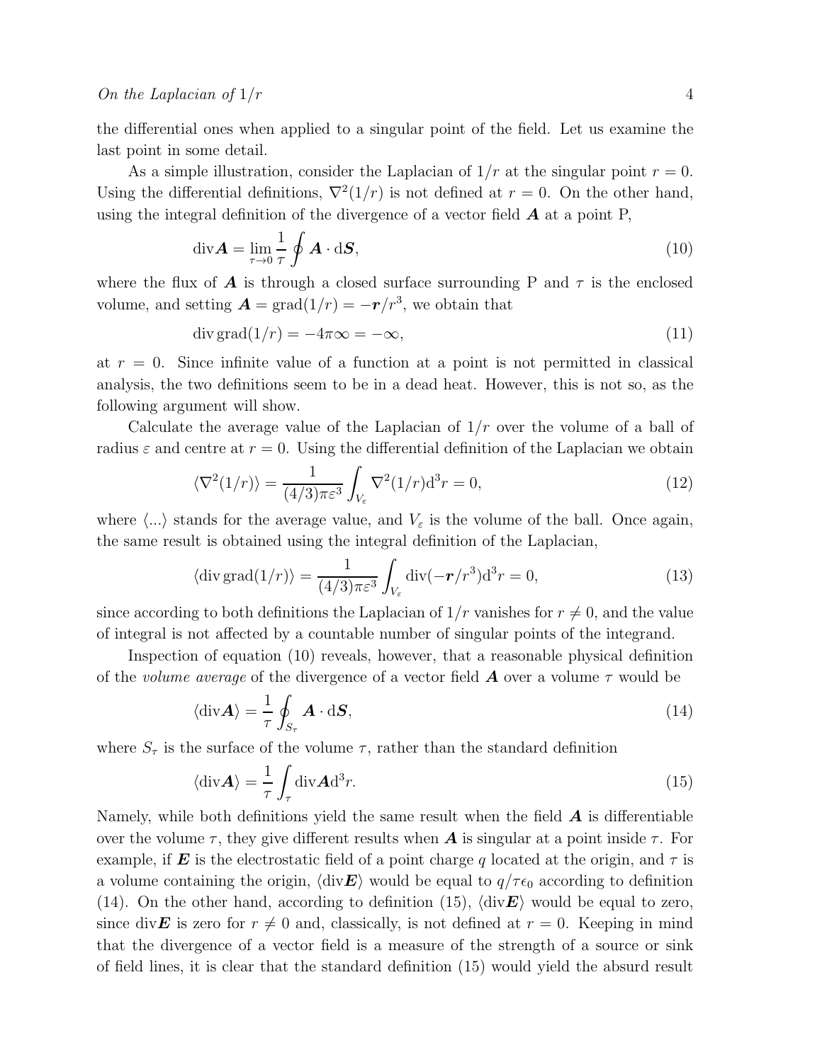the differential ones when applied to a singular point of the field. Let us examine the last point in some detail.

As a simple illustration, consider the Laplacian of $1/r$ at the singular point $r = 0$. Using the differential definitions, $\nabla^2(1/r)$ is not defined at $r = 0$. On the other hand, using the integral definition of the divergence of a vector field $\boldsymbol{A}$ at a point P,

$$\mathrm{div}\boldsymbol{A} = \lim_{\tau \to 0} \frac{1}{\tau} \oint \boldsymbol{A} \cdot \mathrm{d}\boldsymbol{S}, \tag{10}$$

where the flux of $\boldsymbol{A}$ is through a closed surface surrounding P and $\tau$ is the enclosed volume, and setting $\boldsymbol{A} = \mathrm{grad}(1/r) = -\boldsymbol{r}/r^3$, we obtain that

$$\mathrm{div}\,\mathrm{grad}(1/r) = -4\pi\infty = -\infty, \tag{11}$$

at $r = 0$. Since infinite value of a function at a point is not permitted in classical analysis, the two definitions seem to be in a dead heat. However, this is not so, as the following argument will show.

Calculate the average value of the Laplacian of $1/r$ over the volume of a ball of radius $\varepsilon$ and centre at $r = 0$. Using the differential definition of the Laplacian we obtain

$$\langle \nabla^2(1/r) \rangle = \frac{1}{(4/3)\pi\varepsilon^3} \int_{V_\varepsilon} \nabla^2(1/r)\mathrm{d}^3r = 0, \tag{12}$$

where $\langle ... \rangle$ stands for the average value, and $V_\varepsilon$ is the volume of the ball. Once again, the same result is obtained using the integral definition of the Laplacian,

$$\langle \mathrm{div}\,\mathrm{grad}(1/r) \rangle = \frac{1}{(4/3)\pi\varepsilon^3} \int_{V_\varepsilon} \mathrm{div}(-\boldsymbol{r}/r^3)\mathrm{d}^3r = 0, \tag{13}$$

since according to both definitions the Laplacian of $1/r$ vanishes for $r \neq 0$, and the value of integral is not affected by a countable number of singular points of the integrand.

Inspection of equation (10) reveals, however, that a reasonable physical definition of the *volume average* of the divergence of a vector field $\boldsymbol{A}$ over a volume $\tau$ would be

$$\langle \mathrm{div}\boldsymbol{A} \rangle = \frac{1}{\tau} \oint_{S_\tau} \boldsymbol{A} \cdot \mathrm{d}\boldsymbol{S}, \tag{14}$$

where $S_\tau$ is the surface of the volume $\tau$, rather than the standard definition

$$\langle \mathrm{div}\boldsymbol{A} \rangle = \frac{1}{\tau} \int_\tau \mathrm{div}\boldsymbol{A}\mathrm{d}^3r. \tag{15}$$

Namely, while both definitions yield the same result when the field $\boldsymbol{A}$ is differentiable over the volume $\tau$, they give different results when $\boldsymbol{A}$ is singular at a point inside $\tau$. For example, if $\boldsymbol{E}$ is the electrostatic field of a point charge $q$ located at the origin, and $\tau$ is a volume containing the origin, $\langle \mathrm{div}\boldsymbol{E} \rangle$ would be equal to $q/\tau\epsilon_0$ according to definition (14). On the other hand, according to definition (15), $\langle \mathrm{div}\boldsymbol{E} \rangle$ would be equal to zero, since $\mathrm{div}\boldsymbol{E}$ is zero for $r \neq 0$ and, classically, is not defined at $r = 0$. Keeping in mind that the divergence of a vector field is a measure of the strength of a source or sink of field lines, it is clear that the standard definition (15) would yield the absurd result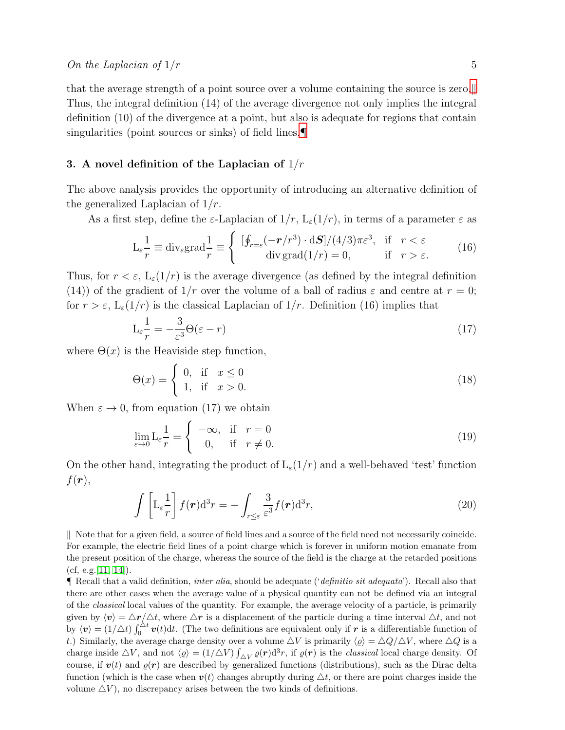that the average strength of a point source over a volume containing the source is zero.‖ Thus, the integral definition (14) of the average divergence not only implies the integral definition (10) of the divergence at a point, but also is adequate for regions that contain singularities (point sources or sinks) of field lines.¶

## 3. A novel definition of the Laplacian of $1/r$

The above analysis provides the opportunity of introducing an alternative definition of the generalized Laplacian of $1/r$.

As a first step, define the $\varepsilon$-Laplacian of $1/r$, $\mathrm{L}_\varepsilon(1/r)$, in terms of a parameter $\varepsilon$ as

$$\mathrm{L}_\varepsilon \frac{1}{r} \equiv \mathrm{div}_\varepsilon \mathrm{grad} \frac{1}{r} \equiv \left\{ \begin{array}{ll} [\oint_{r=\varepsilon} (-\boldsymbol{r}/r^3) \cdot \mathrm{d}\boldsymbol{S}]/(4/3)\pi\varepsilon^3, & \mathrm{if} \quad r < \varepsilon \\ \mathrm{div}\,\mathrm{grad}(1/r) = 0, & \mathrm{if} \quad r > \varepsilon. \end{array} \right. \tag{16}$$

Thus, for $r < \varepsilon$, $\mathrm{L}_\varepsilon(1/r)$ is the average divergence (as defined by the integral definition (14)) of the gradient of $1/r$ over the volume of a ball of radius $\varepsilon$ and centre at $r = 0$; for $r > \varepsilon$, $\mathrm{L}_\varepsilon(1/r)$ is the classical Laplacian of $1/r$. Definition (16) implies that

$$\mathrm{L}_\varepsilon \frac{1}{r} = -\frac{3}{\varepsilon^3} \Theta(\varepsilon - r) \tag{17}$$

where $\Theta(x)$ is the Heaviside step function,

$$\Theta(x) = \left\{ \begin{array}{ll} 0, & \mathrm{if} \quad x \leq 0 \\ 1, & \mathrm{if} \quad x > 0. \end{array} \right. \tag{18}$$

When $\varepsilon \to 0$, from equation (17) we obtain

$$\lim_{\varepsilon \to 0} \mathrm{L}_\varepsilon \frac{1}{r} = \left\{ \begin{array}{ll} -\infty, & \mathrm{if} \quad r = 0 \\ 0, & \mathrm{if} \quad r \neq 0. \end{array} \right. \tag{19}$$

On the other hand, integrating the product of $\mathrm{L}_\varepsilon(1/r)$ and a well-behaved 'test' function $f(\boldsymbol{r})$,

$$\int \left[ \mathrm{L}_\varepsilon \frac{1}{r} \right] f(\boldsymbol{r}) \mathrm{d}^3 r = -\int_{r \leq \varepsilon} \frac{3}{\varepsilon^3} f(\boldsymbol{r}) \mathrm{d}^3 r, \tag{20}$$

‖ Note that for a given field, a source of field lines and a source of the field need not necessarily coincide. For example, the electric field lines of a point charge which is forever in uniform motion emanate from the present position of the charge, whereas the source of the field is the charge at the retarded positions (cf, e.g.[11, 14]).

¶ Recall that a valid definition, *inter alia*, should be adequate ('*definitio sit adequata*'). Recall also that there are other cases when the average value of a physical quantity can not be defined via an integral of the *classical* local values of the quantity. For example, the average velocity of a particle, is primarily given by $\langle \boldsymbol{v} \rangle = \triangle \boldsymbol{r}/\triangle t$, where $\triangle \boldsymbol{r}$ is a displacement of the particle during a time interval $\triangle t$, and not by $\langle \boldsymbol{v} \rangle = (1/\triangle t)\int_0^{\triangle t} \boldsymbol{v}(t)\mathrm{d}t$. (The two definitions are equivalent only if $\boldsymbol{r}$ is a differentiable function of $t$.) Similarly, the average charge density over a volume $\triangle V$ is primarily $\langle \varrho \rangle = \triangle Q/\triangle V$, where $\triangle Q$ is a charge inside $\triangle V$, and not $\langle \varrho \rangle = (1/\triangle V)\int_{\triangle V} \varrho(\boldsymbol{r})\mathrm{d}^3 r$, if $\varrho(\boldsymbol{r})$ is the *classical* local charge density. Of course, if $\boldsymbol{v}(t)$ and $\varrho(\boldsymbol{r})$ are described by generalized functions (distributions), such as the Dirac delta function (which is the case when $\boldsymbol{v}(t)$ changes abruptly during $\triangle t$, or there are point charges inside the volume $\triangle V$), no discrepancy arises between the two kinds of definitions.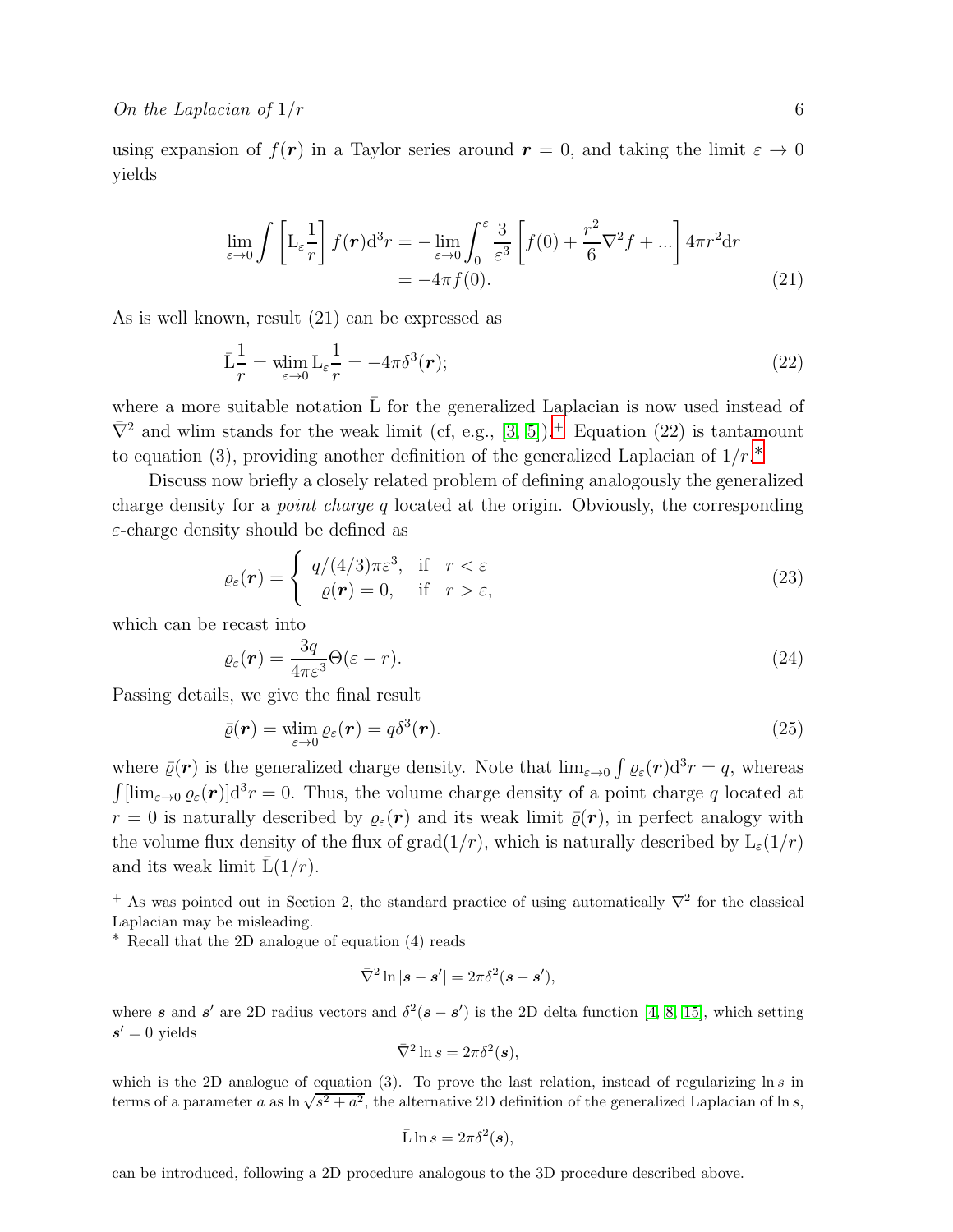using expansion of $f(\boldsymbol{r})$ in a Taylor series around $\boldsymbol{r} = 0$, and taking the limit $\varepsilon \to 0$ yields

$$
\begin{aligned}
\lim_{\varepsilon\to 0} \int \left[ \mathrm{L}_\varepsilon \frac{1}{r} \right] f(\boldsymbol{r}) \mathrm{d}^3 r &= - \lim_{\varepsilon\to 0} \int_0^\varepsilon \frac{3}{\varepsilon^3} \left[ f(0) + \frac{r^2}{6} \nabla^2 f + ... \right] 4\pi r^2 \mathrm{d}r \\
&= -4\pi f(0).
\end{aligned} \tag{21}
$$

As is well known, result (21) can be expressed as

$$
\bar{\mathrm{L}} \frac{1}{r} = \operatorname*{wlim}_{\varepsilon\to 0} \mathrm{L}_\varepsilon \frac{1}{r} = -4\pi \delta^3(\boldsymbol{r}); \tag{22}
$$

where a more suitable notation $\bar{\mathrm{L}}$ for the generalized Laplacian is now used instead of $\bar{\nabla}^2$ and wlim stands for the weak limit (cf, e.g., [3, 5]).[+] Equation (22) is tantamount to equation (3), providing another definition of the generalized Laplacian of $1/r$.[*]

Discuss now briefly a closely related problem of defining analogously the generalized charge density for a *point charge* $q$ located at the origin. Obviously, the corresponding $\varepsilon$-charge density should be defined as

$$
\varrho_\varepsilon(\boldsymbol{r}) = \left\{ \begin{array}{ll} q/(4/3)\pi\varepsilon^3, & \text{if} \quad r < \varepsilon \\ \varrho(\boldsymbol{r}) = 0, & \text{if} \quad r > \varepsilon, \end{array} \right. \tag{23}
$$

which can be recast into

$$
\varrho_\varepsilon(\boldsymbol{r}) = \frac{3q}{4\pi\varepsilon^3} \Theta(\varepsilon - r). \tag{24}
$$

Passing details, we give the final result

$$
\bar{\varrho}(\boldsymbol{r}) = \operatorname*{wlim}_{\varepsilon\to 0} \varrho_\varepsilon(\boldsymbol{r}) = q\delta^3(\boldsymbol{r}). \tag{25}
$$

where $\bar{\varrho}(\boldsymbol{r})$ is the generalized charge density. Note that $\lim_{\varepsilon\to 0} \int \varrho_\varepsilon(\boldsymbol{r}) \mathrm{d}^3 r = q$, whereas $\int [\lim_{\varepsilon\to 0} \varrho_\varepsilon(\boldsymbol{r})] \mathrm{d}^3 r = 0$. Thus, the volume charge density of a point charge $q$ located at $r = 0$ is naturally described by $\varrho_\varepsilon(\boldsymbol{r})$ and its weak limit $\bar{\varrho}(\boldsymbol{r})$, in perfect analogy with the volume flux density of the flux of grad$(1/r)$, which is naturally described by $\mathrm{L}_\varepsilon(1/r)$ and its weak limit $\bar{\mathrm{L}}(1/r)$.

[+] As was pointed out in Section 2, the standard practice of using automatically $\nabla^2$ for the classical Laplacian may be misleading.

[*] Recall that the 2D analogue of equation (4) reads

$$
\bar{\nabla}^2 \ln |\boldsymbol{s} - \boldsymbol{s}'| = 2\pi \delta^2(\boldsymbol{s} - \boldsymbol{s}'),
$$

where $\boldsymbol{s}$ and $\boldsymbol{s}'$ are 2D radius vectors and $\delta^2(\boldsymbol{s} - \boldsymbol{s}')$ is the 2D delta function [4, 8, 15], which setting $\boldsymbol{s}' = 0$ yields

$$
\bar{\nabla}^2 \ln s = 2\pi \delta^2(\boldsymbol{s}),
$$

which is the 2D analogue of equation (3). To prove the last relation, instead of regularizing $\ln s$ in terms of a parameter $a$ as $\ln \sqrt{s^2 + a^2}$, the alternative 2D definition of the generalized Laplacian of $\ln s$,

$$
\bar{\mathrm{L}} \ln s = 2\pi \delta^2(\boldsymbol{s}),
$$

can be introduced, following a 2D procedure analogous to the 3D procedure described above.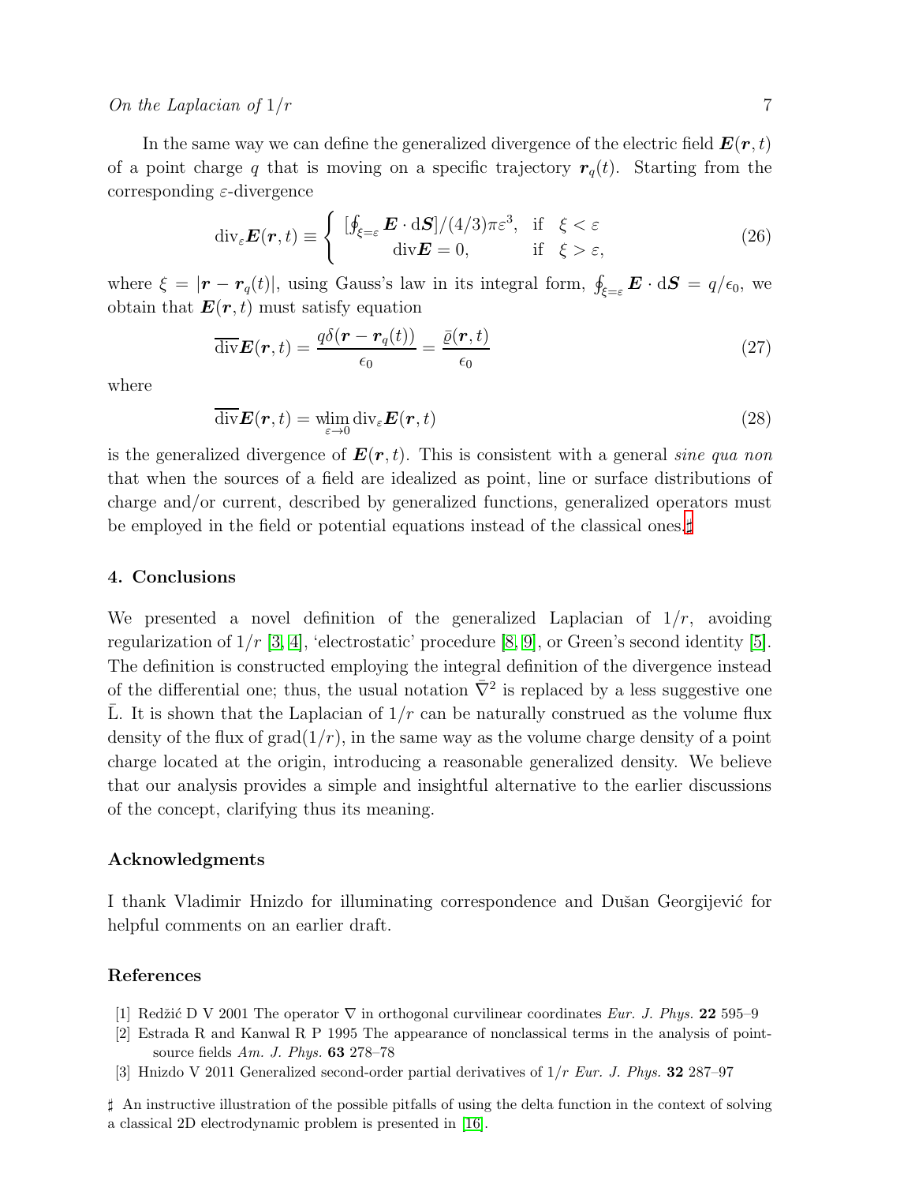In the same way we can define the generalized divergence of the electric field $\boldsymbol{E}(\boldsymbol{r},t)$ of a point charge $q$ that is moving on a specific trajectory $\boldsymbol{r}_q(t)$. Starting from the corresponding $\varepsilon$-divergence

$$\mathrm{div}_\varepsilon \boldsymbol{E}(\boldsymbol{r},t) \equiv \begin{cases} [\oint_{\xi=\varepsilon} \boldsymbol{E}\cdot \mathrm{d}\boldsymbol{S}]/(4/3)\pi\varepsilon^3, & \text{if} \quad \xi < \varepsilon \\ \mathrm{div}\boldsymbol{E} = 0, & \text{if} \quad \xi > \varepsilon, \end{cases} \tag{26}$$

where $\xi = |\boldsymbol{r} - \boldsymbol{r}_q(t)|$, using Gauss's law in its integral form, $\oint_{\xi=\varepsilon} \boldsymbol{E}\cdot \mathrm{d}\boldsymbol{S} = q/\epsilon_0$, we obtain that $\boldsymbol{E}(\boldsymbol{r},t)$ must satisfy equation

$$\overline{\mathrm{div}}\boldsymbol{E}(\boldsymbol{r},t) = \frac{q\delta(\boldsymbol{r}-\boldsymbol{r}_q(t))}{\epsilon_0} = \frac{\bar{\varrho}(\boldsymbol{r},t)}{\epsilon_0} \tag{27}$$

where

$$\overline{\mathrm{div}}\boldsymbol{E}(\boldsymbol{r},t) = \underset{\varepsilon\to 0}{\mathrm{wlim}}\, \mathrm{div}_\varepsilon \boldsymbol{E}(\boldsymbol{r},t) \tag{28}$$

is the generalized divergence of $\boldsymbol{E}(\boldsymbol{r},t)$. This is consistent with a general *sine qua non* that when the sources of a field are idealized as point, line or surface distributions of charge and/or current, described by generalized functions, generalized operators must be employed in the field or potential equations instead of the classical ones.♯

## 4. Conclusions

We presented a novel definition of the generalized Laplacian of $1/r$, avoiding regularization of $1/r$ [3, 4], 'electrostatic' procedure [8, 9], or Green's second identity [5]. The definition is constructed employing the integral definition of the divergence instead of the differential one; thus, the usual notation $\bar{\nabla}^2$ is replaced by a less suggestive one $\bar{\mathrm{L}}$. It is shown that the Laplacian of $1/r$ can be naturally construed as the volume flux density of the flux of $\mathrm{grad}(1/r)$, in the same way as the volume charge density of a point charge located at the origin, introducing a reasonable generalized density. We believe that our analysis provides a simple and insightful alternative to the earlier discussions of the concept, clarifying thus its meaning.

## Acknowledgments

I thank Vladimir Hnizdo for illuminating correspondence and Dušan Georgijević for helpful comments on an earlier draft.

## References

[1] Redžić D V 2001 The operator ∇ in orthogonal curvilinear coordinates *Eur. J. Phys.* **22** 595–9

[2] Estrada R and Kanwal R P 1995 The appearance of nonclassical terms in the analysis of point-source fields *Am. J. Phys.* **63** 278–78

[3] Hnizdo V 2011 Generalized second-order partial derivatives of $1/r$ *Eur. J. Phys.* **32** 287–97

♯ An instructive illustration of the possible pitfalls of using the delta function in the context of solving a classical 2D electrodynamic problem is presented in [16].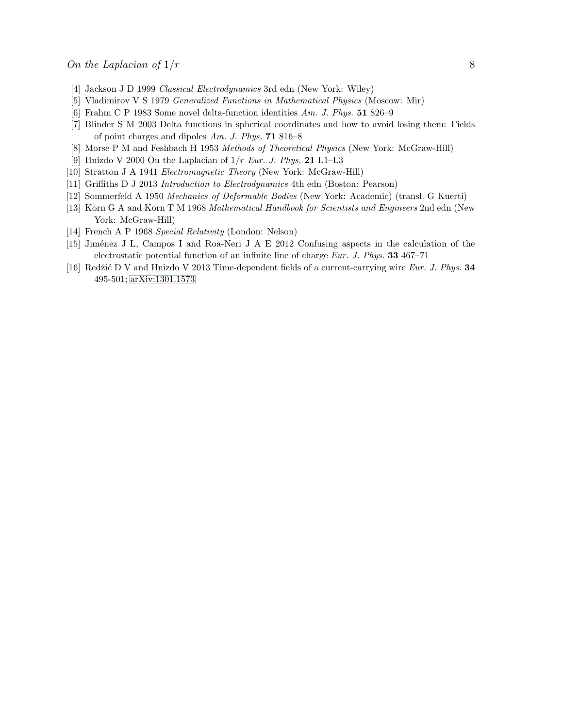[4] Jackson J D 1999 *Classical Electrodynamics* 3rd edn (New York: Wiley)

[5] Vladimirov V S 1979 *Generalized Functions in Mathematical Physics* (Moscow: Mir)

[6] Frahm C P 1983 Some novel delta-function identities *Am. J. Phys.* **51** 826–9

[7] Blinder S M 2003 Delta functions in spherical coordinates and how to avoid losing them: Fields of point charges and dipoles *Am. J. Phys.* **71** 816–8

[8] Morse P M and Feshbach H 1953 *Methods of Theoretical Physics* (New York: McGraw-Hill)

[9] Hnizdo V 2000 On the Laplacian of $1/r$ *Eur. J. Phys.* **21** L1–L3

[10] Stratton J A 1941 *Electromagnetic Theory* (New York: McGraw-Hill)

[11] Griffiths D J 2013 *Introduction to Electrodynamics* 4th edn (Boston: Pearson)

[12] Sommerfeld A 1950 *Mechanics of Deformable Bodies* (New York: Academic) (transl. G Kuerti)

[13] Korn G A and Korn T M 1968 *Mathematical Handbook for Scientists and Engineers* 2nd edn (New York: McGraw-Hill)

[14] French A P 1968 *Special Relativity* (London: Nelson)

[15] Jiménez J L, Campos I and Roa-Neri J A E 2012 Confusing aspects in the calculation of the electrostatic potential function of an infinite line of charge *Eur. J. Phys.* **33** 467–71

[16] Redžić D V and Hnizdo V 2013 Time-dependent fields of a current-carrying wire *Eur. J. Phys.* **34** 495-501; arXiv:1301.1573